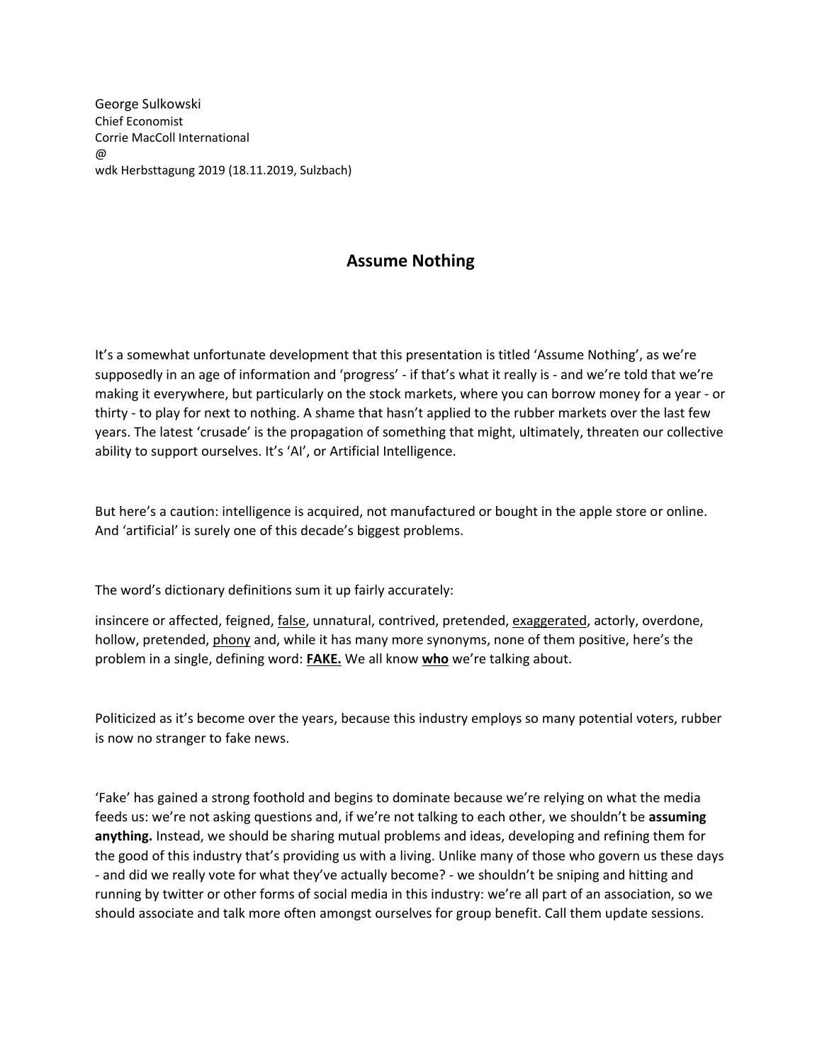George Sulkowski
Chief Economist
Corrie MacColl International
@
wdk Herbsttagung 2019 (18.11.2019, Sulzbach)

# Assume Nothing

It's a somewhat unfortunate development that this presentation is titled 'Assume Nothing', as we're supposedly in an age of information and 'progress' - if that's what it really is - and we're told that we're making it everywhere, but particularly on the stock markets, where you can borrow money for a year - or thirty - to play for next to nothing. A shame that hasn't applied to the rubber markets over the last few years. The latest 'crusade' is the propagation of something that might, ultimately, threaten our collective ability to support ourselves. It's 'AI', or Artificial Intelligence.

But here's a caution: intelligence is acquired, not manufactured or bought in the apple store or online. And 'artificial' is surely one of this decade's biggest problems.

The word's dictionary definitions sum it up fairly accurately:

insincere or affected, feigned, <u>false</u>, unnatural, contrived, pretended, <u>exaggerated</u>, actorly, overdone, hollow, pretended, <u>phony</u> and, while it has many more synonyms, none of them positive, here's the problem in a single, defining word: <u>**FAKE.**</u> We all know <u>**who**</u> we're talking about.

Politicized as it's become over the years, because this industry employs so many potential voters, rubber is now no stranger to fake news.

'Fake' has gained a strong foothold and begins to dominate because we're relying on what the media feeds us: we're not asking questions and, if we're not talking to each other, we shouldn't be **assuming anything.** Instead, we should be sharing mutual problems and ideas, developing and refining them for the good of this industry that's providing us with a living. Unlike many of those who govern us these days - and did we really vote for what they've actually become? - we shouldn't be sniping and hitting and running by twitter or other forms of social media in this industry: we're all part of an association, so we should associate and talk more often amongst ourselves for group benefit. Call them update sessions.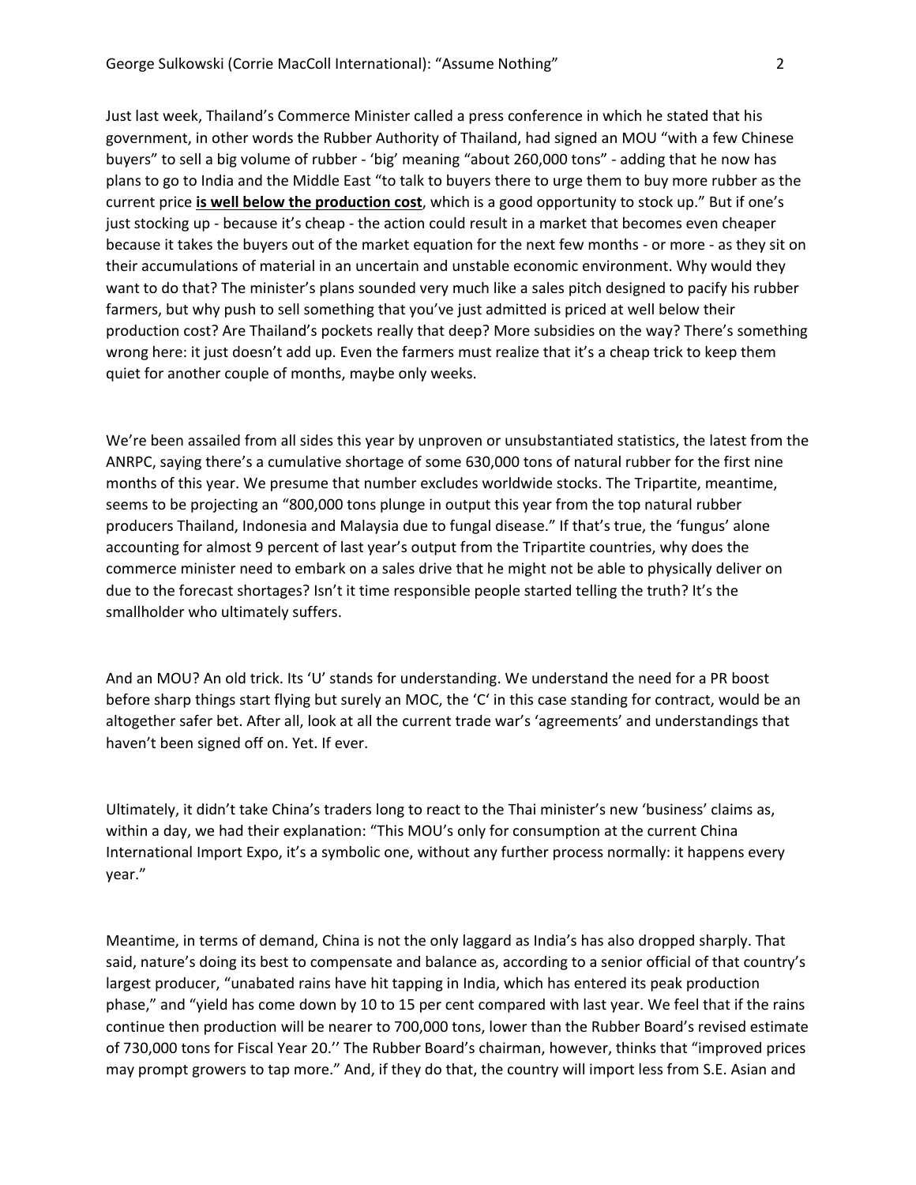Just last week, Thailand's Commerce Minister called a press conference in which he stated that his government, in other words the Rubber Authority of Thailand, had signed an MOU "with a few Chinese buyers" to sell a big volume of rubber - 'big' meaning "about 260,000 tons" - adding that he now has plans to go to India and the Middle East "to talk to buyers there to urge them to buy more rubber as the current price **is well below the production cost**, which is a good opportunity to stock up." But if one's just stocking up - because it's cheap - the action could result in a market that becomes even cheaper because it takes the buyers out of the market equation for the next few months - or more - as they sit on their accumulations of material in an uncertain and unstable economic environment. Why would they want to do that? The minister's plans sounded very much like a sales pitch designed to pacify his rubber farmers, but why push to sell something that you've just admitted is priced at well below their production cost? Are Thailand's pockets really that deep? More subsidies on the way? There's something wrong here: it just doesn't add up. Even the farmers must realize that it's a cheap trick to keep them quiet for another couple of months, maybe only weeks.

We're been assailed from all sides this year by unproven or unsubstantiated statistics, the latest from the ANRPC, saying there's a cumulative shortage of some 630,000 tons of natural rubber for the first nine months of this year. We presume that number excludes worldwide stocks. The Tripartite, meantime, seems to be projecting an "800,000 tons plunge in output this year from the top natural rubber producers Thailand, Indonesia and Malaysia due to fungal disease." If that's true, the 'fungus' alone accounting for almost 9 percent of last year's output from the Tripartite countries, why does the commerce minister need to embark on a sales drive that he might not be able to physically deliver on due to the forecast shortages? Isn't it time responsible people started telling the truth? It's the smallholder who ultimately suffers.

And an MOU? An old trick. Its 'U' stands for understanding. We understand the need for a PR boost before sharp things start flying but surely an MOC, the 'C' in this case standing for contract, would be an altogether safer bet. After all, look at all the current trade war's 'agreements' and understandings that haven't been signed off on. Yet. If ever.

Ultimately, it didn't take China's traders long to react to the Thai minister's new 'business' claims as, within a day, we had their explanation: "This MOU's only for consumption at the current China International Import Expo, it's a symbolic one, without any further process normally: it happens every year."

Meantime, in terms of demand, China is not the only laggard as India's has also dropped sharply. That said, nature's doing its best to compensate and balance as, according to a senior official of that country's largest producer, "unabated rains have hit tapping in India, which has entered its peak production phase," and "yield has come down by 10 to 15 per cent compared with last year. We feel that if the rains continue then production will be nearer to 700,000 tons, lower than the Rubber Board's revised estimate of 730,000 tons for Fiscal Year 20.'' The Rubber Board's chairman, however, thinks that "improved prices may prompt growers to tap more." And, if they do that, the country will import less from S.E. Asian and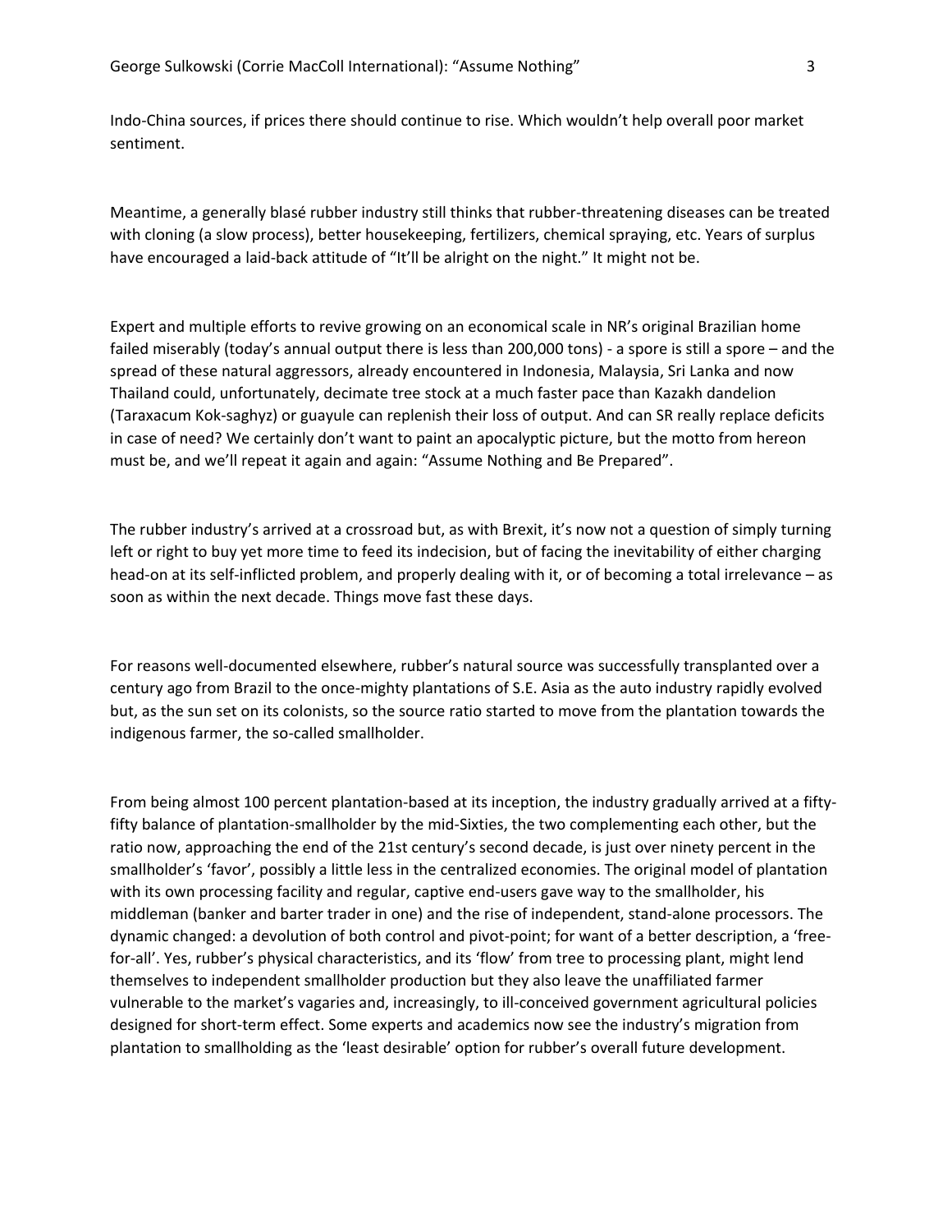Indo-China sources, if prices there should continue to rise. Which wouldn't help overall poor market sentiment.

Meantime, a generally blasé rubber industry still thinks that rubber-threatening diseases can be treated with cloning (a slow process), better housekeeping, fertilizers, chemical spraying, etc. Years of surplus have encouraged a laid-back attitude of "It'll be alright on the night." It might not be.

Expert and multiple efforts to revive growing on an economical scale in NR's original Brazilian home failed miserably (today's annual output there is less than 200,000 tons) - a spore is still a spore – and the spread of these natural aggressors, already encountered in Indonesia, Malaysia, Sri Lanka and now Thailand could, unfortunately, decimate tree stock at a much faster pace than Kazakh dandelion (Taraxacum Kok-saghyz) or guayule can replenish their loss of output. And can SR really replace deficits in case of need? We certainly don't want to paint an apocalyptic picture, but the motto from hereon must be, and we'll repeat it again and again: "Assume Nothing and Be Prepared".

The rubber industry's arrived at a crossroad but, as with Brexit, it's now not a question of simply turning left or right to buy yet more time to feed its indecision, but of facing the inevitability of either charging head-on at its self-inflicted problem, and properly dealing with it, or of becoming a total irrelevance – as soon as within the next decade. Things move fast these days.

For reasons well-documented elsewhere, rubber's natural source was successfully transplanted over a century ago from Brazil to the once-mighty plantations of S.E. Asia as the auto industry rapidly evolved but, as the sun set on its colonists, so the source ratio started to move from the plantation towards the indigenous farmer, the so-called smallholder.

From being almost 100 percent plantation-based at its inception, the industry gradually arrived at a fifty-fifty balance of plantation-smallholder by the mid-Sixties, the two complementing each other, but the ratio now, approaching the end of the 21st century's second decade, is just over ninety percent in the smallholder's 'favor', possibly a little less in the centralized economies. The original model of plantation with its own processing facility and regular, captive end-users gave way to the smallholder, his middleman (banker and barter trader in one) and the rise of independent, stand-alone processors. The dynamic changed: a devolution of both control and pivot-point; for want of a better description, a 'free-for-all'. Yes, rubber's physical characteristics, and its 'flow' from tree to processing plant, might lend themselves to independent smallholder production but they also leave the unaffiliated farmer vulnerable to the market's vagaries and, increasingly, to ill-conceived government agricultural policies designed for short-term effect. Some experts and academics now see the industry's migration from plantation to smallholding as the 'least desirable' option for rubber's overall future development.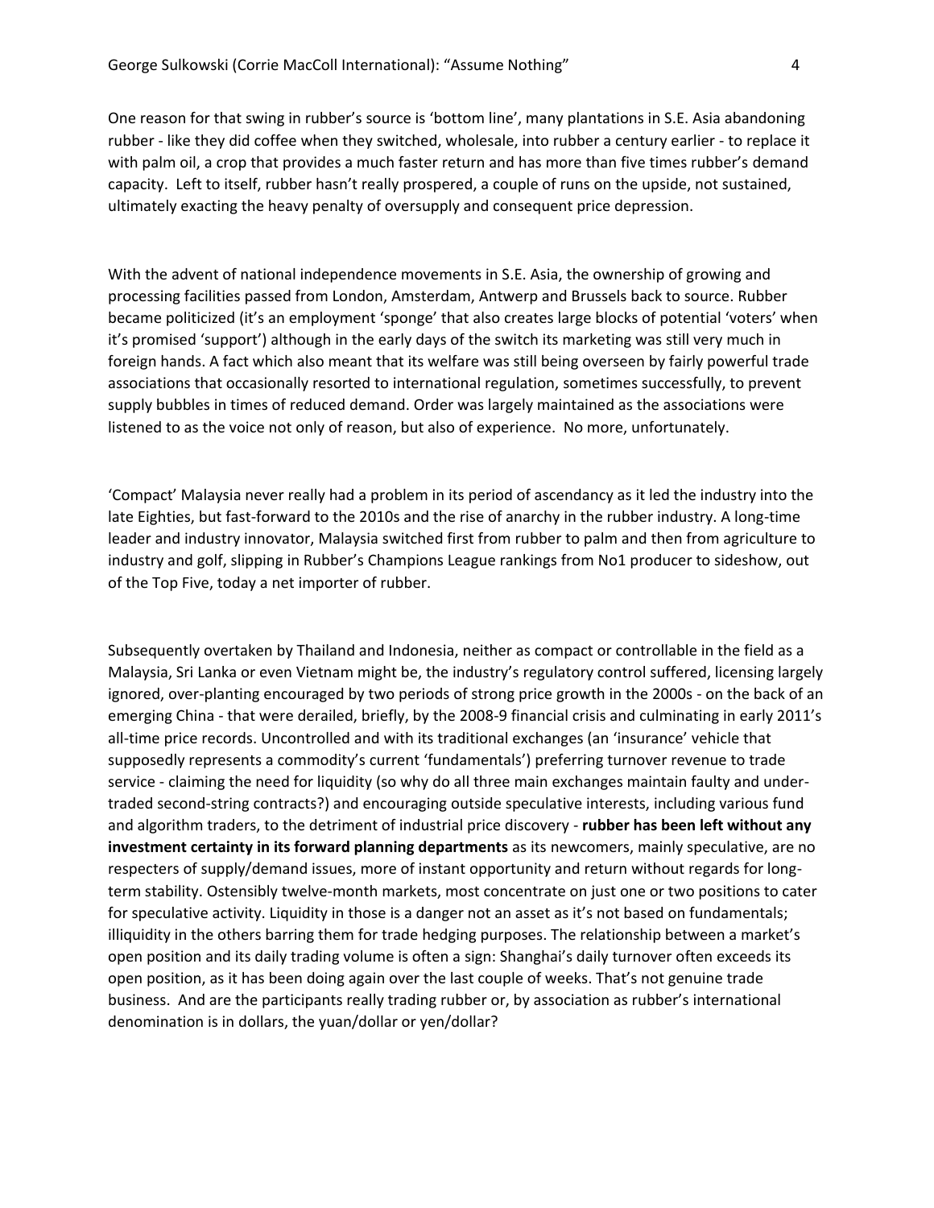One reason for that swing in rubber's source is 'bottom line', many plantations in S.E. Asia abandoning rubber - like they did coffee when they switched, wholesale, into rubber a century earlier - to replace it with palm oil, a crop that provides a much faster return and has more than five times rubber's demand capacity. Left to itself, rubber hasn't really prospered, a couple of runs on the upside, not sustained, ultimately exacting the heavy penalty of oversupply and consequent price depression.

With the advent of national independence movements in S.E. Asia, the ownership of growing and processing facilities passed from London, Amsterdam, Antwerp and Brussels back to source. Rubber became politicized (it's an employment 'sponge' that also creates large blocks of potential 'voters' when it's promised 'support') although in the early days of the switch its marketing was still very much in foreign hands. A fact which also meant that its welfare was still being overseen by fairly powerful trade associations that occasionally resorted to international regulation, sometimes successfully, to prevent supply bubbles in times of reduced demand. Order was largely maintained as the associations were listened to as the voice not only of reason, but also of experience. No more, unfortunately.

'Compact' Malaysia never really had a problem in its period of ascendancy as it led the industry into the late Eighties, but fast-forward to the 2010s and the rise of anarchy in the rubber industry. A long-time leader and industry innovator, Malaysia switched first from rubber to palm and then from agriculture to industry and golf, slipping in Rubber's Champions League rankings from No1 producer to sideshow, out of the Top Five, today a net importer of rubber.

Subsequently overtaken by Thailand and Indonesia, neither as compact or controllable in the field as a Malaysia, Sri Lanka or even Vietnam might be, the industry's regulatory control suffered, licensing largely ignored, over-planting encouraged by two periods of strong price growth in the 2000s - on the back of an emerging China - that were derailed, briefly, by the 2008-9 financial crisis and culminating in early 2011's all-time price records. Uncontrolled and with its traditional exchanges (an 'insurance' vehicle that supposedly represents a commodity's current 'fundamentals') preferring turnover revenue to trade service - claiming the need for liquidity (so why do all three main exchanges maintain faulty and under-traded second-string contracts?) and encouraging outside speculative interests, including various fund and algorithm traders, to the detriment of industrial price discovery - **rubber has been left without any investment certainty in its forward planning departments** as its newcomers, mainly speculative, are no respecters of supply/demand issues, more of instant opportunity and return without regards for long-term stability. Ostensibly twelve-month markets, most concentrate on just one or two positions to cater for speculative activity. Liquidity in those is a danger not an asset as it's not based on fundamentals; illiquidity in the others barring them for trade hedging purposes. The relationship between a market's open position and its daily trading volume is often a sign: Shanghai's daily turnover often exceeds its open position, as it has been doing again over the last couple of weeks. That's not genuine trade business. And are the participants really trading rubber or, by association as rubber's international denomination is in dollars, the yuan/dollar or yen/dollar?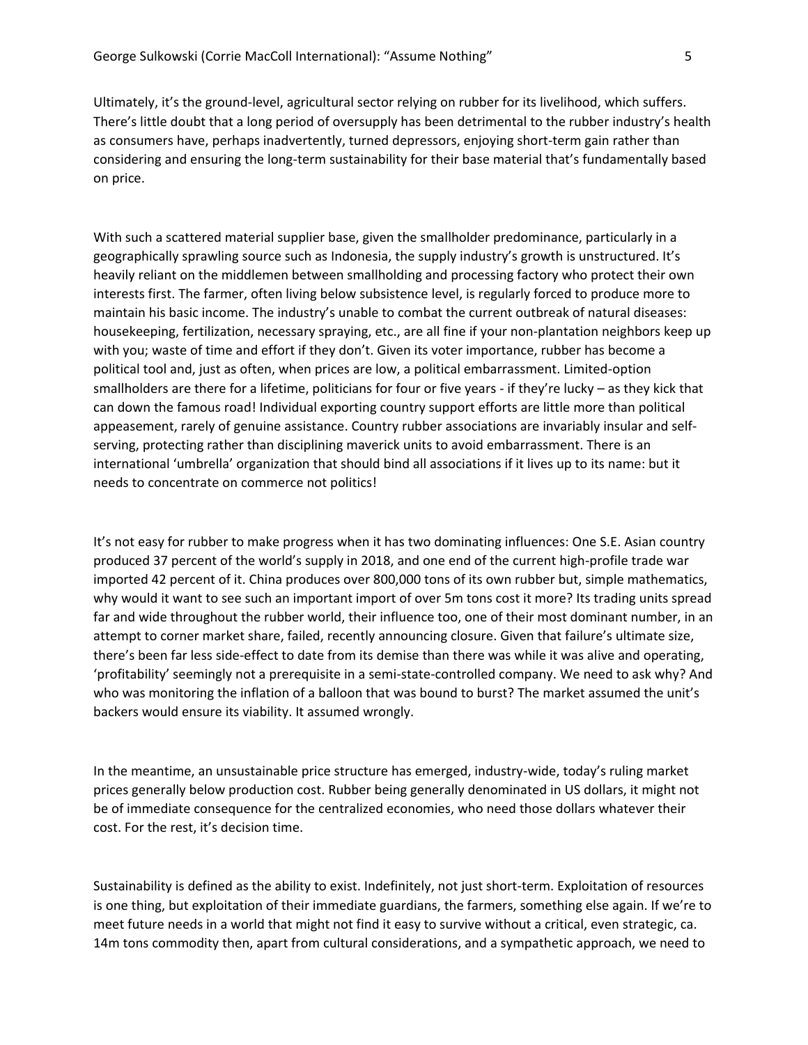Ultimately, it's the ground-level, agricultural sector relying on rubber for its livelihood, which suffers. There's little doubt that a long period of oversupply has been detrimental to the rubber industry's health as consumers have, perhaps inadvertently, turned depressors, enjoying short-term gain rather than considering and ensuring the long-term sustainability for their base material that's fundamentally based on price.

With such a scattered material supplier base, given the smallholder predominance, particularly in a geographically sprawling source such as Indonesia, the supply industry's growth is unstructured. It's heavily reliant on the middlemen between smallholding and processing factory who protect their own interests first. The farmer, often living below subsistence level, is regularly forced to produce more to maintain his basic income. The industry's unable to combat the current outbreak of natural diseases: housekeeping, fertilization, necessary spraying, etc., are all fine if your non-plantation neighbors keep up with you; waste of time and effort if they don't. Given its voter importance, rubber has become a political tool and, just as often, when prices are low, a political embarrassment. Limited-option smallholders are there for a lifetime, politicians for four or five years - if they're lucky – as they kick that can down the famous road! Individual exporting country support efforts are little more than political appeasement, rarely of genuine assistance. Country rubber associations are invariably insular and self-serving, protecting rather than disciplining maverick units to avoid embarrassment. There is an international 'umbrella' organization that should bind all associations if it lives up to its name: but it needs to concentrate on commerce not politics!

It's not easy for rubber to make progress when it has two dominating influences: One S.E. Asian country produced 37 percent of the world's supply in 2018, and one end of the current high-profile trade war imported 42 percent of it. China produces over 800,000 tons of its own rubber but, simple mathematics, why would it want to see such an important import of over 5m tons cost it more? Its trading units spread far and wide throughout the rubber world, their influence too, one of their most dominant number, in an attempt to corner market share, failed, recently announcing closure. Given that failure's ultimate size, there's been far less side-effect to date from its demise than there was while it was alive and operating, 'profitability' seemingly not a prerequisite in a semi-state-controlled company. We need to ask why? And who was monitoring the inflation of a balloon that was bound to burst? The market assumed the unit's backers would ensure its viability. It assumed wrongly.

In the meantime, an unsustainable price structure has emerged, industry-wide, today's ruling market prices generally below production cost. Rubber being generally denominated in US dollars, it might not be of immediate consequence for the centralized economies, who need those dollars whatever their cost. For the rest, it's decision time.

Sustainability is defined as the ability to exist. Indefinitely, not just short-term. Exploitation of resources is one thing, but exploitation of their immediate guardians, the farmers, something else again. If we're to meet future needs in a world that might not find it easy to survive without a critical, even strategic, ca. 14m tons commodity then, apart from cultural considerations, and a sympathetic approach, we need to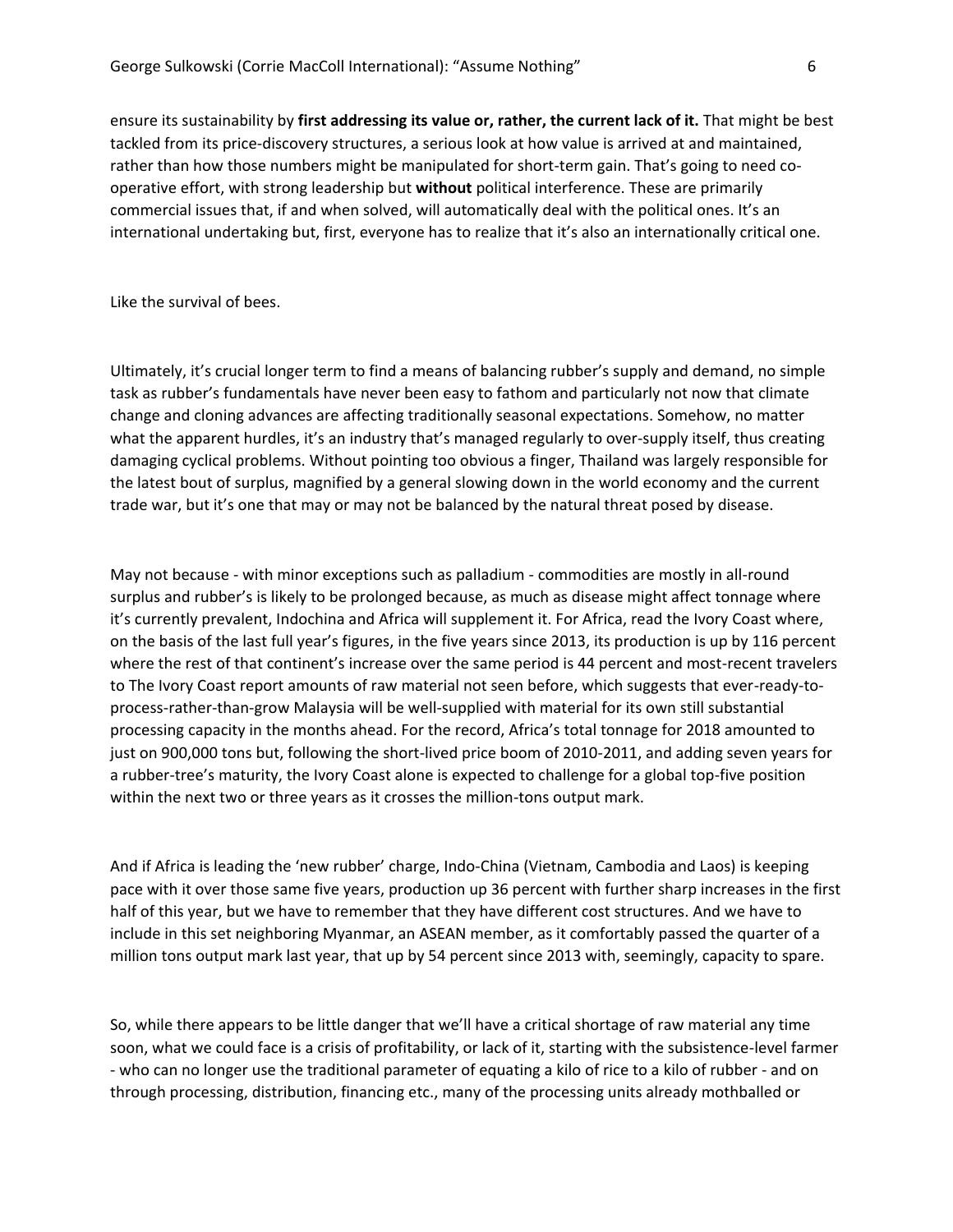ensure its sustainability by **first addressing its value or, rather, the current lack of it.** That might be best tackled from its price-discovery structures, a serious look at how value is arrived at and maintained, rather than how those numbers might be manipulated for short-term gain. That's going to need co-operative effort, with strong leadership but **without** political interference. These are primarily commercial issues that, if and when solved, will automatically deal with the political ones. It's an international undertaking but, first, everyone has to realize that it's also an internationally critical one.

Like the survival of bees.

Ultimately, it's crucial longer term to find a means of balancing rubber's supply and demand, no simple task as rubber's fundamentals have never been easy to fathom and particularly not now that climate change and cloning advances are affecting traditionally seasonal expectations. Somehow, no matter what the apparent hurdles, it's an industry that's managed regularly to over-supply itself, thus creating damaging cyclical problems. Without pointing too obvious a finger, Thailand was largely responsible for the latest bout of surplus, magnified by a general slowing down in the world economy and the current trade war, but it's one that may or may not be balanced by the natural threat posed by disease.

May not because - with minor exceptions such as palladium - commodities are mostly in all-round surplus and rubber's is likely to be prolonged because, as much as disease might affect tonnage where it's currently prevalent, Indochina and Africa will supplement it. For Africa, read the Ivory Coast where, on the basis of the last full year's figures, in the five years since 2013, its production is up by 116 percent where the rest of that continent's increase over the same period is 44 percent and most-recent travelers to The Ivory Coast report amounts of raw material not seen before, which suggests that ever-ready-to-process-rather-than-grow Malaysia will be well-supplied with material for its own still substantial processing capacity in the months ahead. For the record, Africa's total tonnage for 2018 amounted to just on 900,000 tons but, following the short-lived price boom of 2010-2011, and adding seven years for a rubber-tree's maturity, the Ivory Coast alone is expected to challenge for a global top-five position within the next two or three years as it crosses the million-tons output mark.

And if Africa is leading the 'new rubber' charge, Indo-China (Vietnam, Cambodia and Laos) is keeping pace with it over those same five years, production up 36 percent with further sharp increases in the first half of this year, but we have to remember that they have different cost structures. And we have to include in this set neighboring Myanmar, an ASEAN member, as it comfortably passed the quarter of a million tons output mark last year, that up by 54 percent since 2013 with, seemingly, capacity to spare.

So, while there appears to be little danger that we'll have a critical shortage of raw material any time soon, what we could face is a crisis of profitability, or lack of it, starting with the subsistence-level farmer - who can no longer use the traditional parameter of equating a kilo of rice to a kilo of rubber - and on through processing, distribution, financing etc., many of the processing units already mothballed or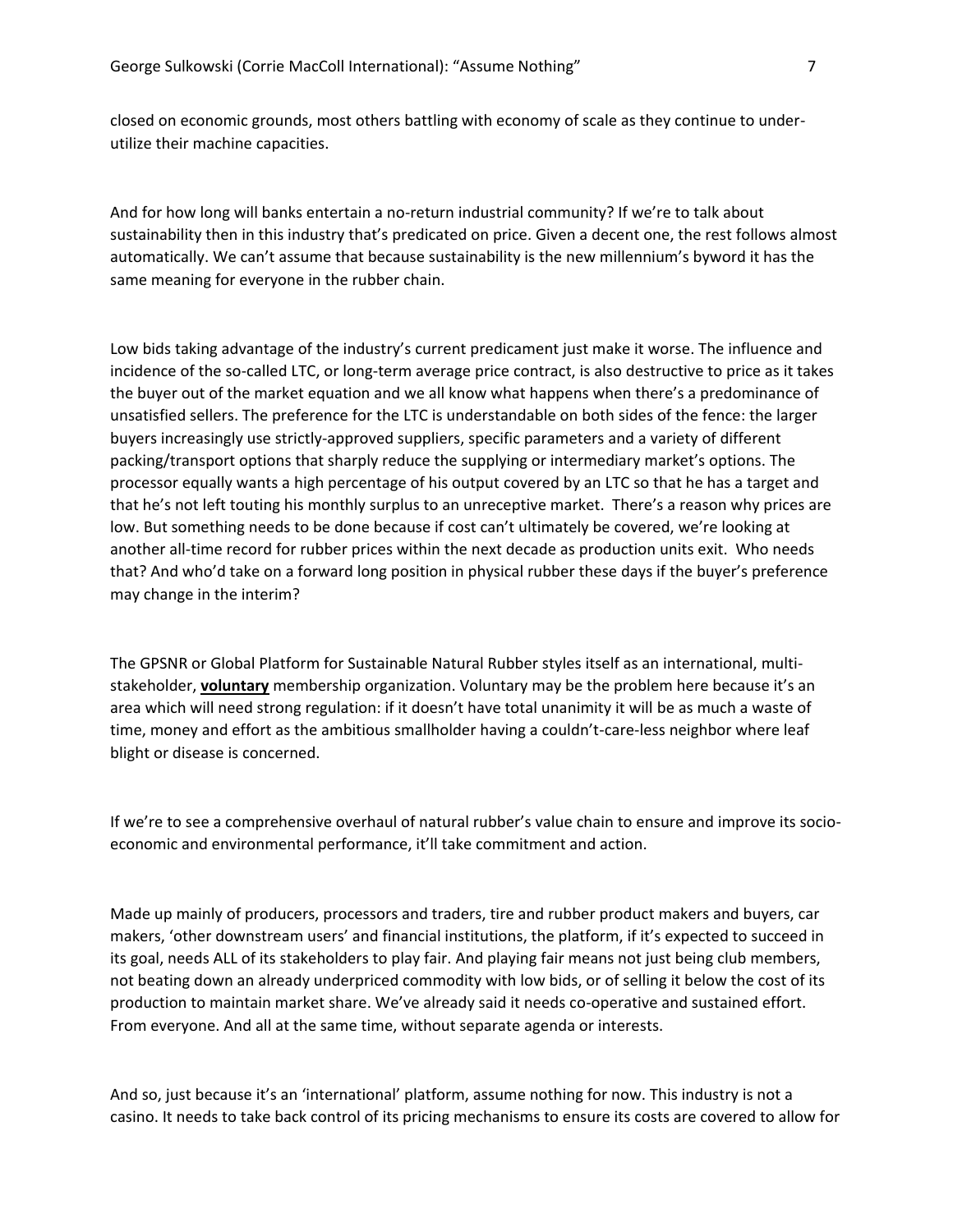closed on economic grounds, most others battling with economy of scale as they continue to under-utilize their machine capacities.

And for how long will banks entertain a no-return industrial community? If we're to talk about sustainability then in this industry that's predicated on price. Given a decent one, the rest follows almost automatically. We can't assume that because sustainability is the new millennium's byword it has the same meaning for everyone in the rubber chain.

Low bids taking advantage of the industry's current predicament just make it worse. The influence and incidence of the so-called LTC, or long-term average price contract, is also destructive to price as it takes the buyer out of the market equation and we all know what happens when there's a predominance of unsatisfied sellers. The preference for the LTC is understandable on both sides of the fence: the larger buyers increasingly use strictly-approved suppliers, specific parameters and a variety of different packing/transport options that sharply reduce the supplying or intermediary market's options. The processor equally wants a high percentage of his output covered by an LTC so that he has a target and that he's not left touting his monthly surplus to an unreceptive market. There's a reason why prices are low. But something needs to be done because if cost can't ultimately be covered, we're looking at another all-time record for rubber prices within the next decade as production units exit. Who needs that? And who'd take on a forward long position in physical rubber these days if the buyer's preference may change in the interim?

The GPSNR or Global Platform for Sustainable Natural Rubber styles itself as an international, multi-stakeholder, **voluntary** membership organization. Voluntary may be the problem here because it's an area which will need strong regulation: if it doesn't have total unanimity it will be as much a waste of time, money and effort as the ambitious smallholder having a couldn't-care-less neighbor where leaf blight or disease is concerned.

If we're to see a comprehensive overhaul of natural rubber's value chain to ensure and improve its socio-economic and environmental performance, it'll take commitment and action.

Made up mainly of producers, processors and traders, tire and rubber product makers and buyers, car makers, 'other downstream users' and financial institutions, the platform, if it's expected to succeed in its goal, needs ALL of its stakeholders to play fair. And playing fair means not just being club members, not beating down an already underpriced commodity with low bids, or of selling it below the cost of its production to maintain market share. We've already said it needs co-operative and sustained effort. From everyone. And all at the same time, without separate agenda or interests.

And so, just because it's an 'international' platform, assume nothing for now. This industry is not a casino. It needs to take back control of its pricing mechanisms to ensure its costs are covered to allow for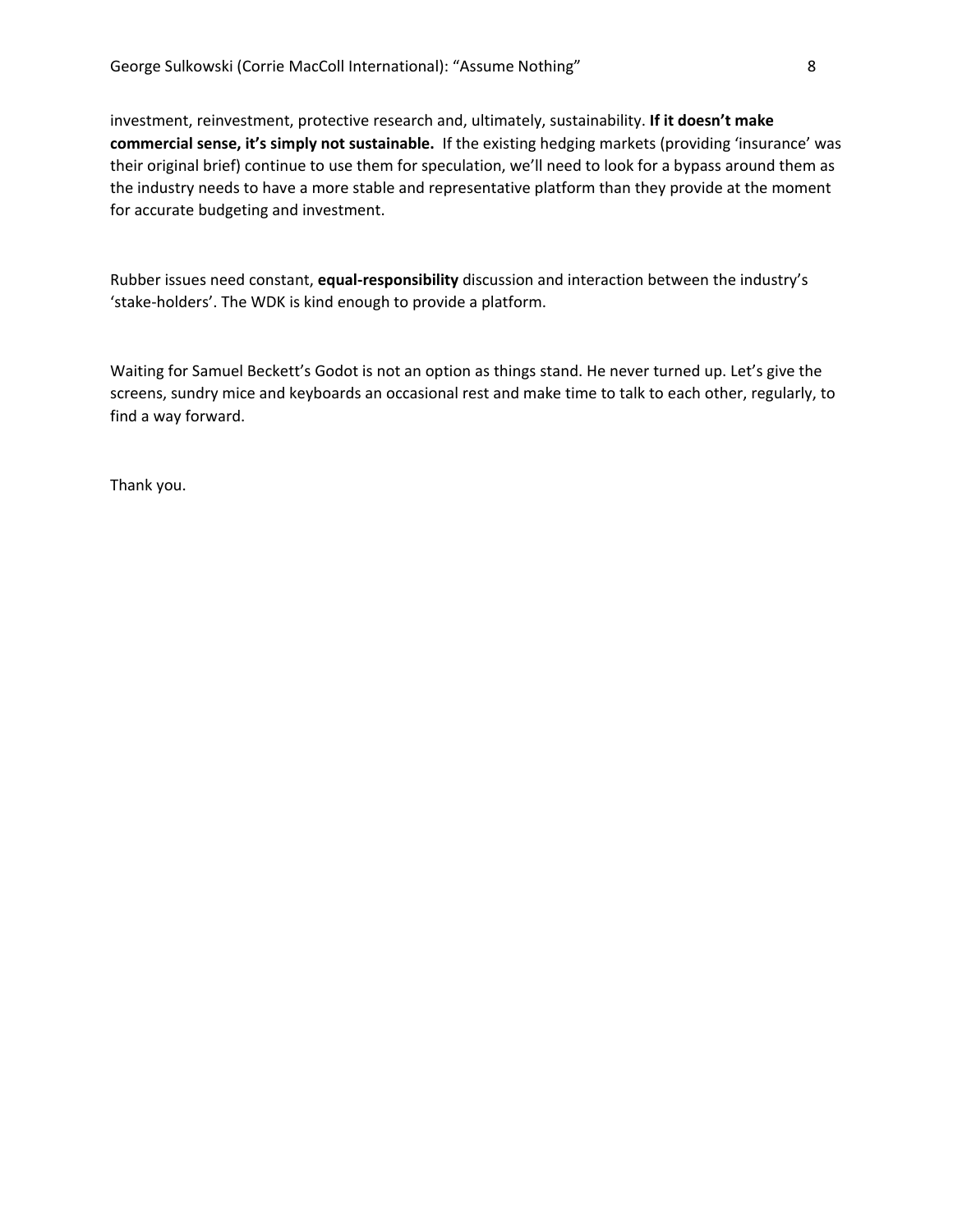investment, reinvestment, protective research and, ultimately, sustainability. **If it doesn't make commercial sense, it's simply not sustainable.** If the existing hedging markets (providing 'insurance' was their original brief) continue to use them for speculation, we'll need to look for a bypass around them as the industry needs to have a more stable and representative platform than they provide at the moment for accurate budgeting and investment.

Rubber issues need constant, **equal-responsibility** discussion and interaction between the industry's 'stake-holders'. The WDK is kind enough to provide a platform.

Waiting for Samuel Beckett's Godot is not an option as things stand. He never turned up. Let's give the screens, sundry mice and keyboards an occasional rest and make time to talk to each other, regularly, to find a way forward.

Thank you.